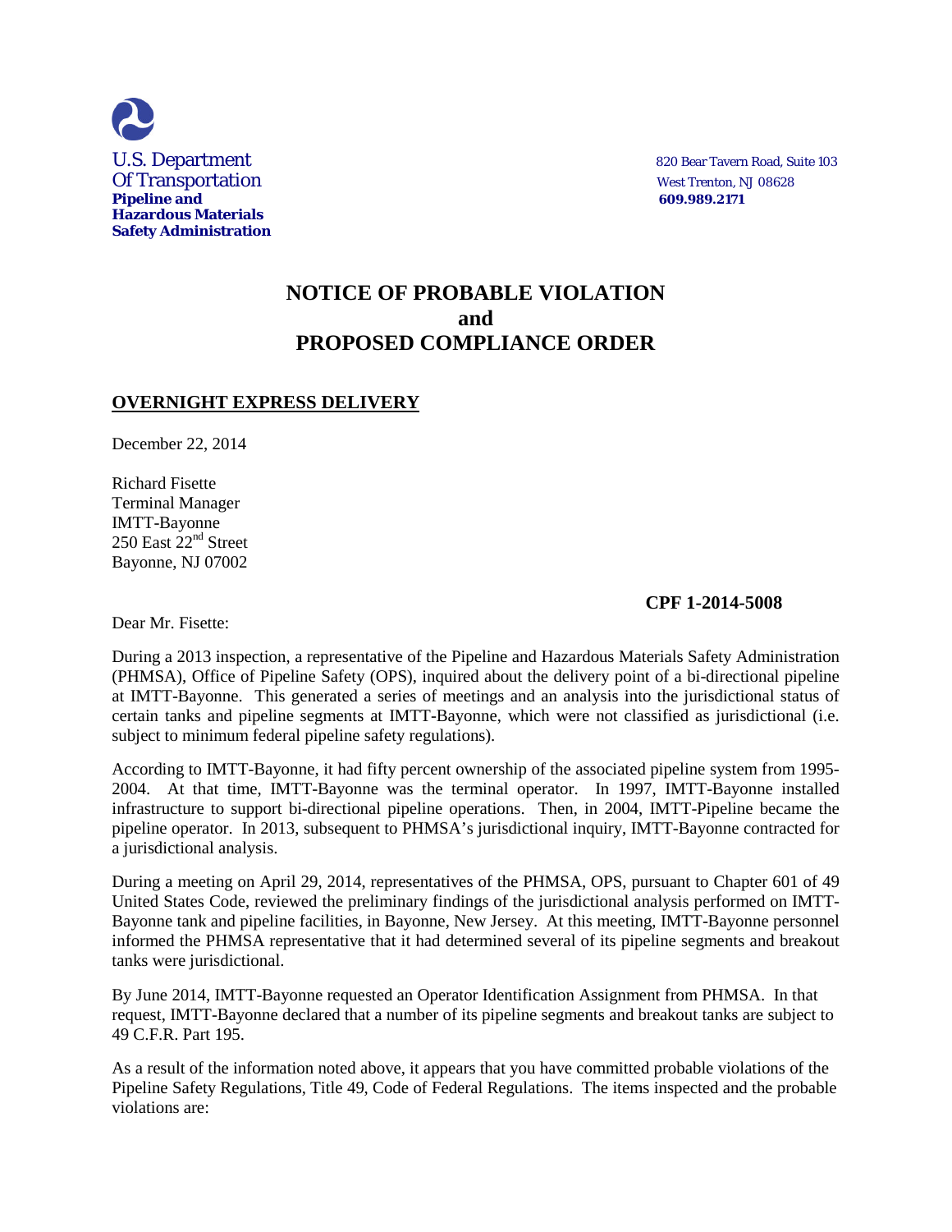U.S. Department
Of Transportation
**Pipeline and**
**Hazardous Materials**
**Safety Administration**

820 Bear Tavern Road, Suite 103
West Trenton, NJ 08628
**609.989.2171**

# NOTICE OF PROBABLE VIOLATION and PROPOSED COMPLIANCE ORDER

**OVERNIGHT EXPRESS DELIVERY**

December 22, 2014

Richard Fisette
Terminal Manager
IMTT-Bayonne
250 East 22nd Street
Bayonne, NJ 07002

**CPF 1-2014-5008**

Dear Mr. Fisette:

During a 2013 inspection, a representative of the Pipeline and Hazardous Materials Safety Administration (PHMSA), Office of Pipeline Safety (OPS), inquired about the delivery point of a bi-directional pipeline at IMTT-Bayonne. This generated a series of meetings and an analysis into the jurisdictional status of certain tanks and pipeline segments at IMTT-Bayonne, which were not classified as jurisdictional (i.e. subject to minimum federal pipeline safety regulations).

According to IMTT-Bayonne, it had fifty percent ownership of the associated pipeline system from 1995-2004. At that time, IMTT-Bayonne was the terminal operator. In 1997, IMTT-Bayonne installed infrastructure to support bi-directional pipeline operations. Then, in 2004, IMTT-Pipeline became the pipeline operator. In 2013, subsequent to PHMSA's jurisdictional inquiry, IMTT-Bayonne contracted for a jurisdictional analysis.

During a meeting on April 29, 2014, representatives of the PHMSA, OPS, pursuant to Chapter 601 of 49 United States Code, reviewed the preliminary findings of the jurisdictional analysis performed on IMTT-Bayonne tank and pipeline facilities, in Bayonne, New Jersey. At this meeting, IMTT-Bayonne personnel informed the PHMSA representative that it had determined several of its pipeline segments and breakout tanks were jurisdictional.

By June 2014, IMTT-Bayonne requested an Operator Identification Assignment from PHMSA. In that request, IMTT-Bayonne declared that a number of its pipeline segments and breakout tanks are subject to 49 C.F.R. Part 195.

As a result of the information noted above, it appears that you have committed probable violations of the Pipeline Safety Regulations, Title 49, Code of Federal Regulations. The items inspected and the probable violations are: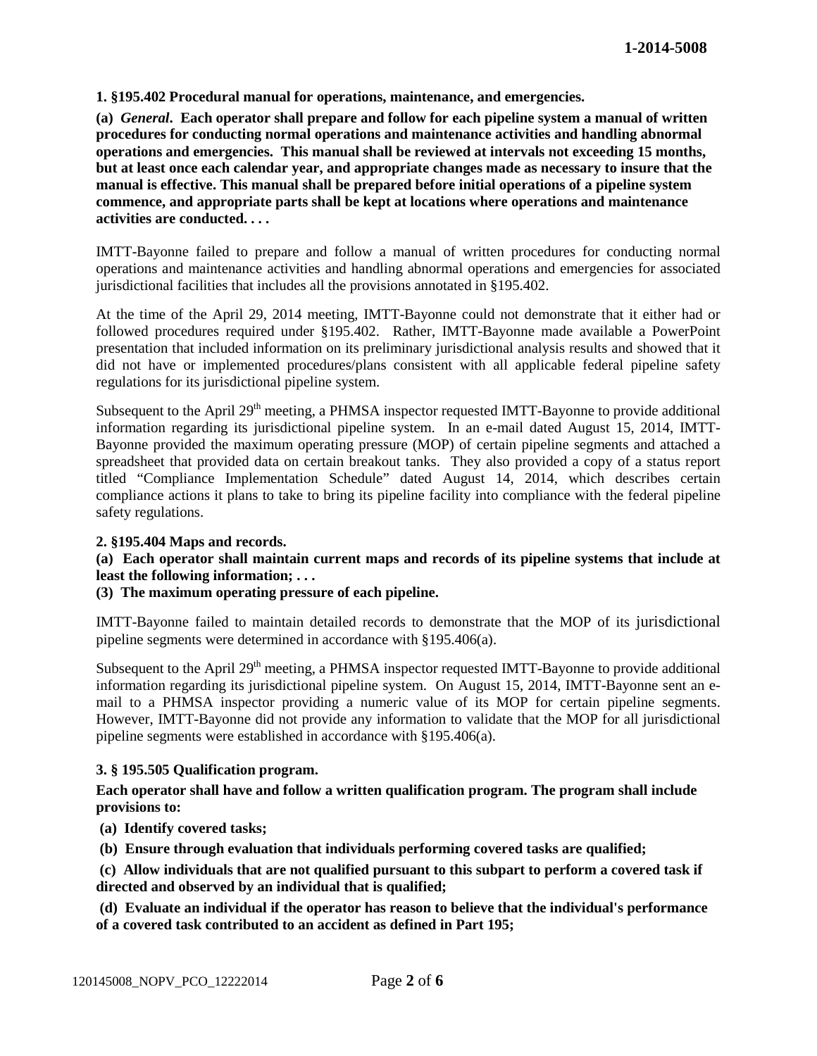**1. §195.402 Procedural manual for operations, maintenance, and emergencies.**

**(a)** ***General*****. Each operator shall prepare and follow for each pipeline system a manual of written procedures for conducting normal operations and maintenance activities and handling abnormal operations and emergencies. This manual shall be reviewed at intervals not exceeding 15 months, but at least once each calendar year, and appropriate changes made as necessary to insure that the manual is effective. This manual shall be prepared before initial operations of a pipeline system commence, and appropriate parts shall be kept at locations where operations and maintenance activities are conducted. . . .**

IMTT-Bayonne failed to prepare and follow a manual of written procedures for conducting normal operations and maintenance activities and handling abnormal operations and emergencies for associated jurisdictional facilities that includes all the provisions annotated in §195.402.

At the time of the April 29, 2014 meeting, IMTT-Bayonne could not demonstrate that it either had or followed procedures required under §195.402. Rather, IMTT-Bayonne made available a PowerPoint presentation that included information on its preliminary jurisdictional analysis results and showed that it did not have or implemented procedures/plans consistent with all applicable federal pipeline safety regulations for its jurisdictional pipeline system.

Subsequent to the April 29th meeting, a PHMSA inspector requested IMTT-Bayonne to provide additional information regarding its jurisdictional pipeline system. In an e-mail dated August 15, 2014, IMTT-Bayonne provided the maximum operating pressure (MOP) of certain pipeline segments and attached a spreadsheet that provided data on certain breakout tanks. They also provided a copy of a status report titled "Compliance Implementation Schedule" dated August 14, 2014, which describes certain compliance actions it plans to take to bring its pipeline facility into compliance with the federal pipeline safety regulations.

**2. §195.404 Maps and records.**

**(a) Each operator shall maintain current maps and records of its pipeline systems that include at least the following information; . . .**

**(3) The maximum operating pressure of each pipeline.**

IMTT-Bayonne failed to maintain detailed records to demonstrate that the MOP of its jurisdictional pipeline segments were determined in accordance with §195.406(a).

Subsequent to the April 29th meeting, a PHMSA inspector requested IMTT-Bayonne to provide additional information regarding its jurisdictional pipeline system. On August 15, 2014, IMTT-Bayonne sent an e-mail to a PHMSA inspector providing a numeric value of its MOP for certain pipeline segments. However, IMTT-Bayonne did not provide any information to validate that the MOP for all jurisdictional pipeline segments were established in accordance with §195.406(a).

**3. § 195.505 Qualification program.**

**Each operator shall have and follow a written qualification program. The program shall include provisions to:**

**(a) Identify covered tasks;**

**(b) Ensure through evaluation that individuals performing covered tasks are qualified;**

**(c) Allow individuals that are not qualified pursuant to this subpart to perform a covered task if directed and observed by an individual that is qualified;**

**(d) Evaluate an individual if the operator has reason to believe that the individual's performance of a covered task contributed to an accident as defined in Part 195;**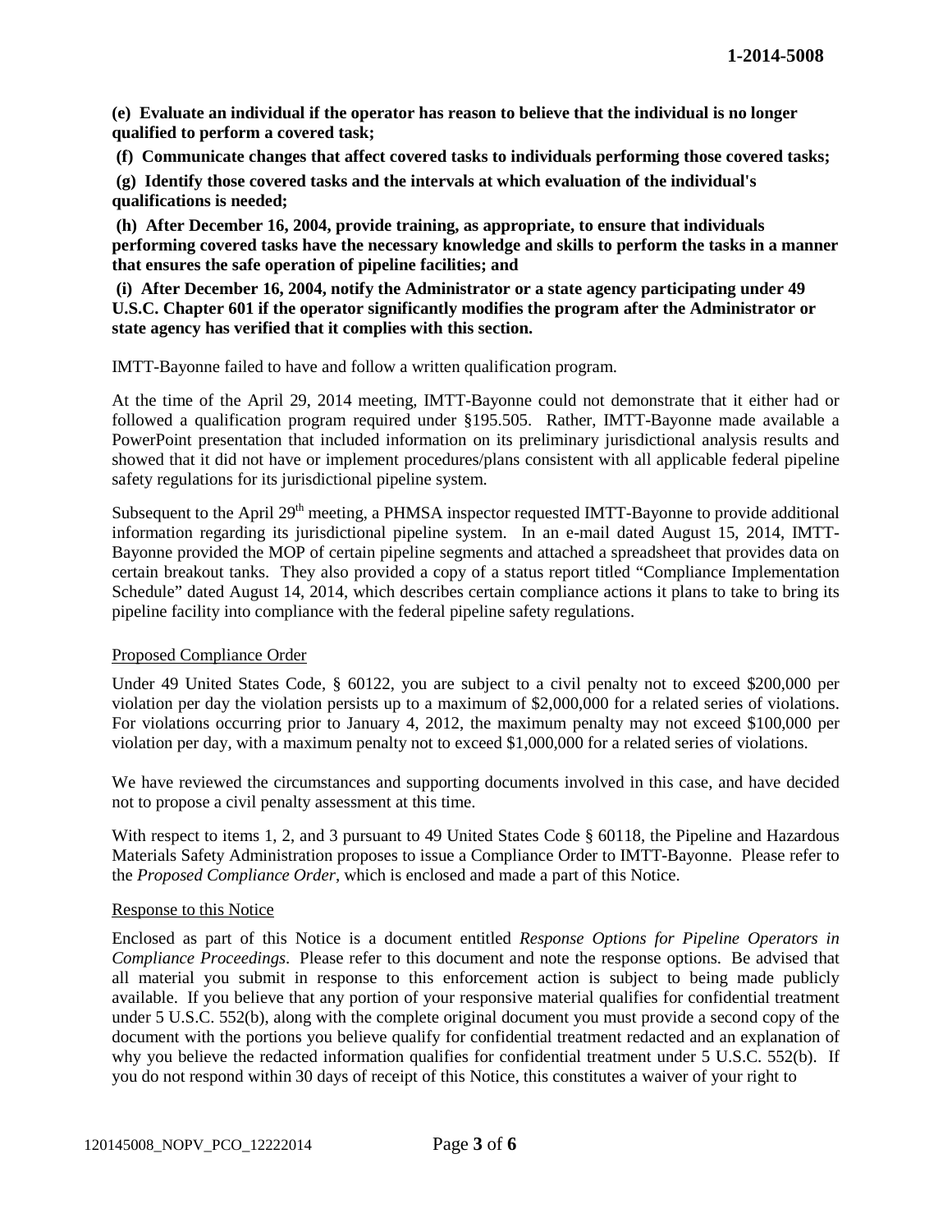**(e) Evaluate an individual if the operator has reason to believe that the individual is no longer qualified to perform a covered task;**

**(f) Communicate changes that affect covered tasks to individuals performing those covered tasks;**

**(g) Identify those covered tasks and the intervals at which evaluation of the individual's qualifications is needed;**

**(h) After December 16, 2004, provide training, as appropriate, to ensure that individuals performing covered tasks have the necessary knowledge and skills to perform the tasks in a manner that ensures the safe operation of pipeline facilities; and**

**(i) After December 16, 2004, notify the Administrator or a state agency participating under 49 U.S.C. Chapter 601 if the operator significantly modifies the program after the Administrator or state agency has verified that it complies with this section.**

IMTT-Bayonne failed to have and follow a written qualification program.

At the time of the April 29, 2014 meeting, IMTT-Bayonne could not demonstrate that it either had or followed a qualification program required under §195.505. Rather, IMTT-Bayonne made available a PowerPoint presentation that included information on its preliminary jurisdictional analysis results and showed that it did not have or implement procedures/plans consistent with all applicable federal pipeline safety regulations for its jurisdictional pipeline system.

Subsequent to the April 29th meeting, a PHMSA inspector requested IMTT-Bayonne to provide additional information regarding its jurisdictional pipeline system. In an e-mail dated August 15, 2014, IMTT-Bayonne provided the MOP of certain pipeline segments and attached a spreadsheet that provides data on certain breakout tanks. They also provided a copy of a status report titled "Compliance Implementation Schedule" dated August 14, 2014, which describes certain compliance actions it plans to take to bring its pipeline facility into compliance with the federal pipeline safety regulations.

Proposed Compliance Order

Under 49 United States Code, § 60122, you are subject to a civil penalty not to exceed $200,000 per violation per day the violation persists up to a maximum of $2,000,000 for a related series of violations. For violations occurring prior to January 4, 2012, the maximum penalty may not exceed $100,000 per violation per day, with a maximum penalty not to exceed $1,000,000 for a related series of violations.

We have reviewed the circumstances and supporting documents involved in this case, and have decided not to propose a civil penalty assessment at this time.

With respect to items 1, 2, and 3 pursuant to 49 United States Code § 60118, the Pipeline and Hazardous Materials Safety Administration proposes to issue a Compliance Order to IMTT-Bayonne. Please refer to the *Proposed Compliance Order*, which is enclosed and made a part of this Notice.

Response to this Notice

Enclosed as part of this Notice is a document entitled *Response Options for Pipeline Operators in Compliance Proceedings*. Please refer to this document and note the response options. Be advised that all material you submit in response to this enforcement action is subject to being made publicly available. If you believe that any portion of your responsive material qualifies for confidential treatment under 5 U.S.C. 552(b), along with the complete original document you must provide a second copy of the document with the portions you believe qualify for confidential treatment redacted and an explanation of why you believe the redacted information qualifies for confidential treatment under 5 U.S.C. 552(b). If you do not respond within 30 days of receipt of this Notice, this constitutes a waiver of your right to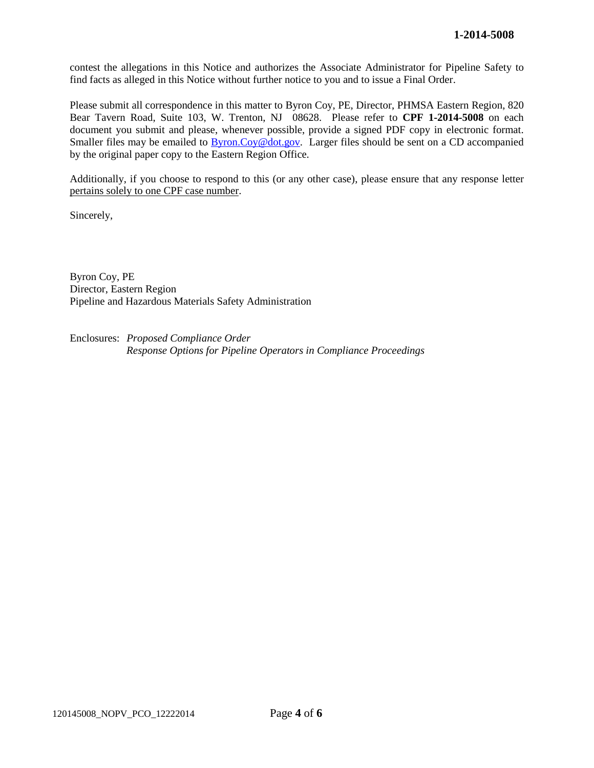contest the allegations in this Notice and authorizes the Associate Administrator for Pipeline Safety to find facts as alleged in this Notice without further notice to you and to issue a Final Order.

Please submit all correspondence in this matter to Byron Coy, PE, Director, PHMSA Eastern Region, 820 Bear Tavern Road, Suite 103, W. Trenton, NJ 08628. Please refer to **CPF 1-2014-5008** on each document you submit and please, whenever possible, provide a signed PDF copy in electronic format. Smaller files may be emailed to Byron.Coy@dot.gov. Larger files should be sent on a CD accompanied by the original paper copy to the Eastern Region Office.

Additionally, if you choose to respond to this (or any other case), please ensure that any response letter pertains solely to one CPF case number.

Sincerely,

Byron Coy, PE
Director, Eastern Region
Pipeline and Hazardous Materials Safety Administration

Enclosures: *Proposed Compliance Order*
*Response Options for Pipeline Operators in Compliance Proceedings*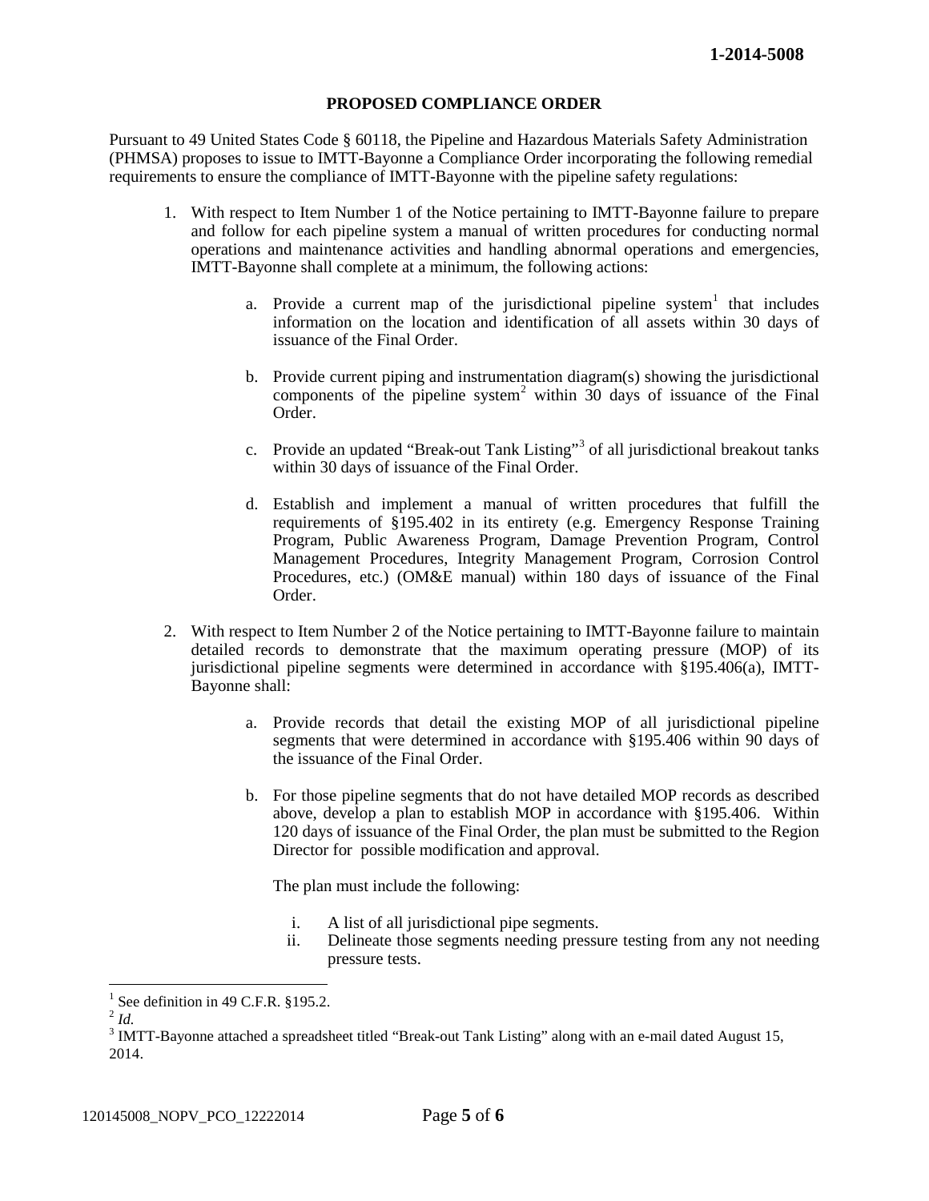## PROPOSED COMPLIANCE ORDER

Pursuant to 49 United States Code § 60118, the Pipeline and Hazardous Materials Safety Administration (PHMSA) proposes to issue to IMTT-Bayonne a Compliance Order incorporating the following remedial requirements to ensure the compliance of IMTT-Bayonne with the pipeline safety regulations:

1. With respect to Item Number 1 of the Notice pertaining to IMTT-Bayonne failure to prepare and follow for each pipeline system a manual of written procedures for conducting normal operations and maintenance activities and handling abnormal operations and emergencies, IMTT-Bayonne shall complete at a minimum, the following actions:

    a. Provide a current map of the jurisdictional pipeline system[1] that includes information on the location and identification of all assets within 30 days of issuance of the Final Order.

    b. Provide current piping and instrumentation diagram(s) showing the jurisdictional components of the pipeline system[2] within 30 days of issuance of the Final Order.

    c. Provide an updated "Break-out Tank Listing"[3] of all jurisdictional breakout tanks within 30 days of issuance of the Final Order.

    d. Establish and implement a manual of written procedures that fulfill the requirements of §195.402 in its entirety (e.g. Emergency Response Training Program, Public Awareness Program, Damage Prevention Program, Control Management Procedures, Integrity Management Program, Corrosion Control Procedures, etc.) (OM&E manual) within 180 days of issuance of the Final Order.

2. With respect to Item Number 2 of the Notice pertaining to IMTT-Bayonne failure to maintain detailed records to demonstrate that the maximum operating pressure (MOP) of its jurisdictional pipeline segments were determined in accordance with §195.406(a), IMTT-Bayonne shall:

    a. Provide records that detail the existing MOP of all jurisdictional pipeline segments that were determined in accordance with §195.406 within 90 days of the issuance of the Final Order.

    b. For those pipeline segments that do not have detailed MOP records as described above, develop a plan to establish MOP in accordance with §195.406. Within 120 days of issuance of the Final Order, the plan must be submitted to the Region Director for possible modification and approval.

       The plan must include the following:

        i. A list of all jurisdictional pipe segments.
        ii. Delineate those segments needing pressure testing from any not needing pressure tests.

---

[1] See definition in 49 C.F.R. §195.2.

[2] *Id.*

[3] IMTT-Bayonne attached a spreadsheet titled "Break-out Tank Listing" along with an e-mail dated August 15, 2014.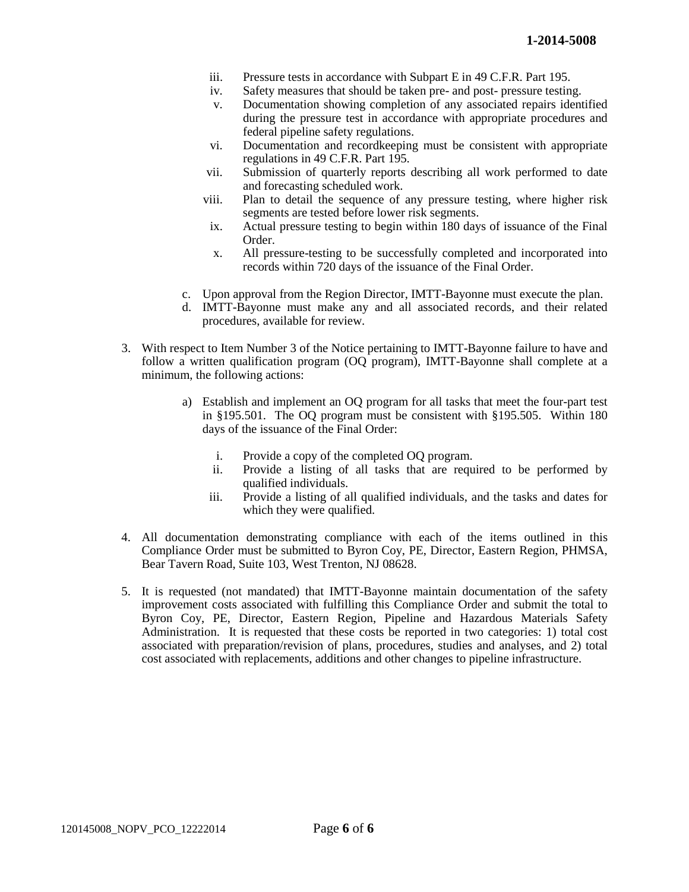iii. Pressure tests in accordance with Subpart E in 49 C.F.R. Part 195.
iv. Safety measures that should be taken pre- and post- pressure testing.
v. Documentation showing completion of any associated repairs identified during the pressure test in accordance with appropriate procedures and federal pipeline safety regulations.
vi. Documentation and recordkeeping must be consistent with appropriate regulations in 49 C.F.R. Part 195.
vii. Submission of quarterly reports describing all work performed to date and forecasting scheduled work.
viii. Plan to detail the sequence of any pressure testing, where higher risk segments are tested before lower risk segments.
ix. Actual pressure testing to begin within 180 days of issuance of the Final Order.
x. All pressure-testing to be successfully completed and incorporated into records within 720 days of the issuance of the Final Order.

c. Upon approval from the Region Director, IMTT-Bayonne must execute the plan.
d. IMTT-Bayonne must make any and all associated records, and their related procedures, available for review.

3. With respect to Item Number 3 of the Notice pertaining to IMTT-Bayonne failure to have and follow a written qualification program (OQ program), IMTT-Bayonne shall complete at a minimum, the following actions:

   a) Establish and implement an OQ program for all tasks that meet the four-part test in §195.501. The OQ program must be consistent with §195.505. Within 180 days of the issuance of the Final Order:

      i. Provide a copy of the completed OQ program.
      ii. Provide a listing of all tasks that are required to be performed by qualified individuals.
      iii. Provide a listing of all qualified individuals, and the tasks and dates for which they were qualified.

4. All documentation demonstrating compliance with each of the items outlined in this Compliance Order must be submitted to Byron Coy, PE, Director, Eastern Region, PHMSA, Bear Tavern Road, Suite 103, West Trenton, NJ 08628.

5. It is requested (not mandated) that IMTT-Bayonne maintain documentation of the safety improvement costs associated with fulfilling this Compliance Order and submit the total to Byron Coy, PE, Director, Eastern Region, Pipeline and Hazardous Materials Safety Administration. It is requested that these costs be reported in two categories: 1) total cost associated with preparation/revision of plans, procedures, studies and analyses, and 2) total cost associated with replacements, additions and other changes to pipeline infrastructure.